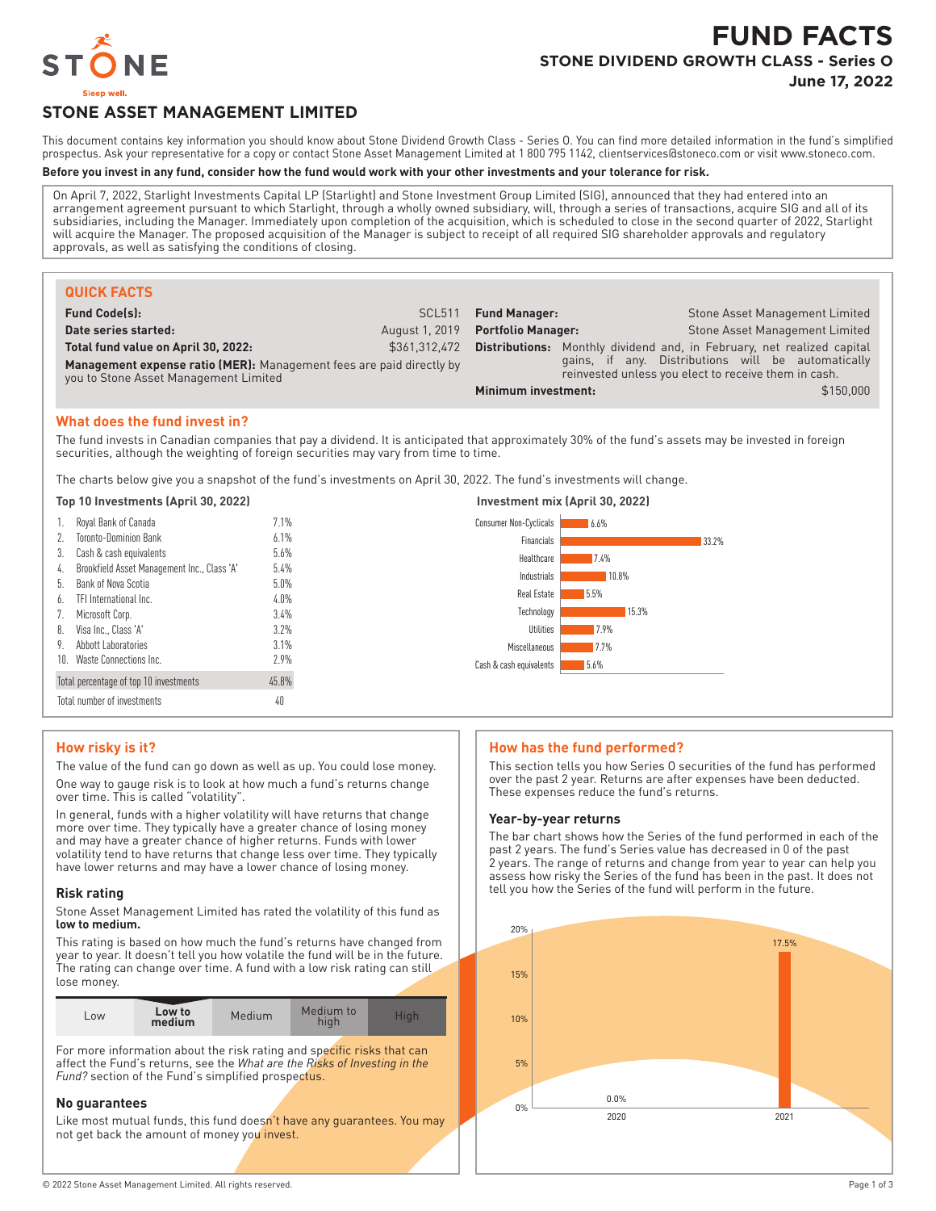# FUND FACTS

## STONE DIVIDEND GROWTH CLASS - Series O

**June 17, 2022**

STONE

Sleep well.

## STONE ASSET MANAGEMENT LIMITED

This document contains key information you should know about Stone Dividend Growth Class - Series O. You can find more detailed information in the fund's simplified prospectus. Ask your representative for a copy or contact Stone Asset Management Limited at 1 800 795 1142, clientservices@stoneco.com or visit www.stoneco.com.

**Before you invest in any fund, consider how the fund would work with your other investments and your tolerance for risk.**

On April 7, 2022, Starlight Investments Capital LP (Starlight) and Stone Investment Group Limited (SIG), announced that they had entered into an arrangement agreement pursuant to which Starlight, through a wholly owned subsidiary, will, through a series of transactions, acquire SIG and all of its subsidiaries, including the Manager. Immediately upon completion of the acquisition, which is scheduled to close in the second quarter of 2022, Starlight will acquire the Manager. The proposed acquisition of the Manager is subject to receipt of all required SIG shareholder approvals and regulatory approvals, as well as satisfying the conditions of closing.

### QUICK FACTS

| | | | |
|---|---|---|---|
| **Fund Code(s):** | SCL511 | **Fund Manager:** | Stone Asset Management Limited |
| **Date series started:** | August 1, 2019 | **Portfolio Manager:** | Stone Asset Management Limited |
| **Total fund value on April 30, 2022:** | $361,312,472 | **Distributions:** | Monthly dividend and, in February, net realized capital gains, if any. Distributions will be automatically reinvested unless you elect to receive them in cash. |
| **Management expense ratio (MER):** Management fees are paid directly by you to Stone Asset Management Limited | | **Minimum investment:** | $150,000 |

### What does the fund invest in?

The fund invests in Canadian companies that pay a dividend. It is anticipated that approximately 30% of the fund's assets may be invested in foreign securities, although the weighting of foreign securities may vary from time to time.

The charts below give you a snapshot of the fund's investments on April 30, 2022. The fund's investments will change.

**Top 10 Investments (April 30, 2022)**

| | | |
|---|---|---|
| 1. | Royal Bank of Canada | 7.1% |
| 2. | Toronto-Dominion Bank | 6.1% |
| 3. | Cash & cash equivalents | 5.6% |
| 4. | Brookfield Asset Management Inc., Class 'A' | 5.4% |
| 5. | Bank of Nova Scotia | 5.0% |
| 6. | TFI International Inc. | 4.0% |
| 7. | Microsoft Corp. | 3.4% |
| 8. | Visa Inc., Class 'A' | 3.2% |
| 9. | Abbott Laboratories | 3.1% |
| 10. | Waste Connections Inc. | 2.9% |
| | Total percentage of top 10 investments | 45.8% |
| | Total number of investments | 40 |

**Investment mix (April 30, 2022)**

| Sector | % |
|---|---|
| Consumer Non-Cyclicals | 6.6% |
| Financials | 33.2% |
| Healthcare | 7.4% |
| Industrials | 10.8% |
| Real Estate | 5.5% |
| Technology | 15.3% |
| Utilities | 7.9% |
| Miscellaneous | 7.7% |
| Cash & cash equivalents | 5.6% |

### How risky is it?

The value of the fund can go down as well as up. You could lose money.

One way to gauge risk is to look at how much a fund's returns change over time. This is called "volatility".

In general, funds with a higher volatility will have returns that change more over time. They typically have a greater chance of losing money and may have a greater chance of higher returns. Funds with lower volatility tend to have returns that change less over time. They typically have lower returns and may have a lower chance of losing money.

#### Risk rating

Stone Asset Management Limited has rated the volatility of this fund as **low to medium.**

This rating is based on how much the fund's returns have changed from year to year. It doesn't tell you how volatile the fund will be in the future. The rating can change over time. A fund with a low risk rating can still lose money.

| Low | **Low to medium** | Medium | Medium to high | High |
|---|---|---|---|---|

For more information about the risk rating and specific risks that can affect the Fund's returns, see the *What are the Risks of Investing in the Fund?* section of the Fund's simplified prospectus.

#### No guarantees

Like most mutual funds, this fund doesn't have any guarantees. You may not get back the amount of money you invest.

### How has the fund performed?

This section tells you how Series O securities of the fund has performed over the past 2 year. Returns are after expenses have been deducted. These expenses reduce the fund's returns.

#### Year-by-year returns

The bar chart shows how the Series of the fund performed in each of the past 2 years. The fund's Series value has decreased in 0 of the past 2 years. The range of returns and change from year to year can help you assess how risky the Series of the fund has been in the past. It does not tell you how the Series of the fund will perform in the future.

| Year | Return |
|---|---|
| 2020 | 0.0% |
| 2021 | 17.5% |

© 2022 Stone Asset Management Limited. All rights reserved.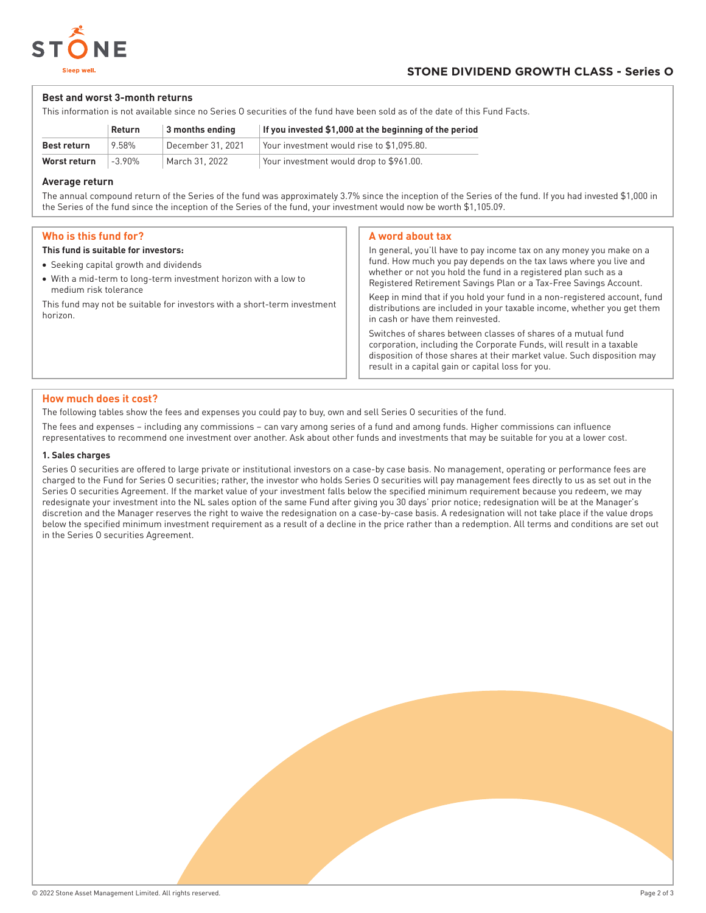## STONE DIVIDEND GROWTH CLASS - Series O

### Best and worst 3-month returns

This information is not available since no Series O securities of the fund have been sold as of the date of this Fund Facts.

| | Return | 3 months ending | If you invested $1,000 at the beginning of the period |
|---|---|---|---|
| **Best return** | 9.58% | December 31, 2021 | Your investment would rise to $1,095.80. |
| **Worst return** | -3.90% | March 31, 2022 | Your investment would drop to $961.00. |

### Average return

The annual compound return of the Series of the fund was approximately 3.7% since the inception of the Series of the fund. If you had invested $1,000 in the Series of the fund since the inception of the Series of the fund, your investment would now be worth $1,105.09.

## Who is this fund for?

**This fund is suitable for investors:**

- Seeking capital growth and dividends
- With a mid-term to long-term investment horizon with a low to medium risk tolerance

This fund may not be suitable for investors with a short-term investment horizon.

## A word about tax

In general, you'll have to pay income tax on any money you make on a fund. How much you pay depends on the tax laws where you live and whether or not you hold the fund in a registered plan such as a Registered Retirement Savings Plan or a Tax-Free Savings Account.

Keep in mind that if you hold your fund in a non-registered account, fund distributions are included in your taxable income, whether you get them in cash or have them reinvested.

Switches of shares between classes of shares of a mutual fund corporation, including the Corporate Funds, will result in a taxable disposition of those shares at their market value. Such disposition may result in a capital gain or capital loss for you.

## How much does it cost?

The following tables show the fees and expenses you could pay to buy, own and sell Series O securities of the fund.

The fees and expenses – including any commissions – can vary among series of a fund and among funds. Higher commissions can influence representatives to recommend one investment over another. Ask about other funds and investments that may be suitable for you at a lower cost.

### 1. Sales charges

Series O securities are offered to large private or institutional investors on a case-by case basis. No management, operating or performance fees are charged to the Fund for Series O securities; rather, the investor who holds Series O securities will pay management fees directly to us as set out in the Series O securities Agreement. If the market value of your investment falls below the specified minimum requirement because you redeem, we may redesignate your investment into the NL sales option of the same Fund after giving you 30 days' prior notice; redesignation will be at the Manager's discretion and the Manager reserves the right to waive the redesignation on a case-by-case basis. A redesignation will not take place if the value drops below the specified minimum investment requirement as a result of a decline in the price rather than a redemption. All terms and conditions are set out in the Series O securities Agreement.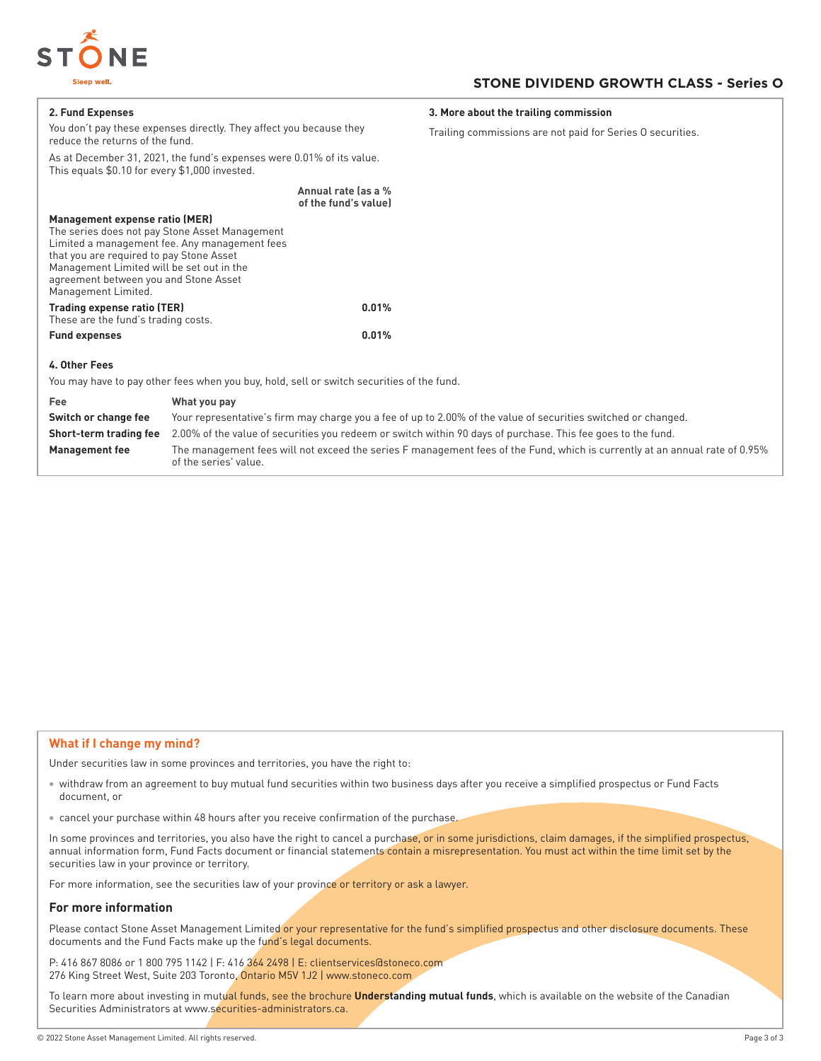## STONE DIVIDEND GROWTH CLASS - Series O

### 2. Fund Expenses

You don't pay these expenses directly. They affect you because they reduce the returns of the fund.

As at December 31, 2021, the fund's expenses were 0.01% of its value. This equals $0.10 for every $1,000 invested.

| | Annual rate (as a % of the fund's value) |
|---|---|
| **Management expense ratio (MER)** The series does not pay Stone Asset Management Limited a management fee. Any management fees that you are required to pay Stone Asset Management Limited will be set out in the agreement between you and Stone Asset Management Limited. | |
| **Trading expense ratio (TER)** These are the fund's trading costs. | **0.01%** |
| **Fund expenses** | **0.01%** |

### 3. More about the trailing commission

Trailing commissions are not paid for Series O securities.

### 4. Other Fees

You may have to pay other fees when you buy, hold, sell or switch securities of the fund.

| Fee | What you pay |
|---|---|
| **Switch or change fee** | Your representative's firm may charge you a fee of up to 2.00% of the value of securities switched or changed. |
| **Short-term trading fee** | 2.00% of the value of securities you redeem or switch within 90 days of purchase. This fee goes to the fund. |
| **Management fee** | The management fees will not exceed the series F management fees of the Fund, which is currently at an annual rate of 0.95% of the series' value. |

## What if I change my mind?

Under securities law in some provinces and territories, you have the right to:

- withdraw from an agreement to buy mutual fund securities within two business days after you receive a simplified prospectus or Fund Facts document, or
- cancel your purchase within 48 hours after you receive confirmation of the purchase.

In some provinces and territories, you also have the right to cancel a purchase, or in some jurisdictions, claim damages, if the simplified prospectus, annual information form, Fund Facts document or financial statements contain a misrepresentation. You must act within the time limit set by the securities law in your province or territory.

For more information, see the securities law of your province or territory or ask a lawyer.

## For more information

Please contact Stone Asset Management Limited or your representative for the fund's simplified prospectus and other disclosure documents. These documents and the Fund Facts make up the fund's legal documents.

P: 416 867 8086 or 1 800 795 1142 | F: 416 364 2498 | E: clientservices@stoneco.com
276 King Street West, Suite 203 Toronto, Ontario M5V 1J2 | www.stoneco.com

To learn more about investing in mutual funds, see the brochure **Understanding mutual funds**, which is available on the website of the Canadian Securities Administrators at www.securities-administrators.ca.

© 2022 Stone Asset Management Limited. All rights reserved.